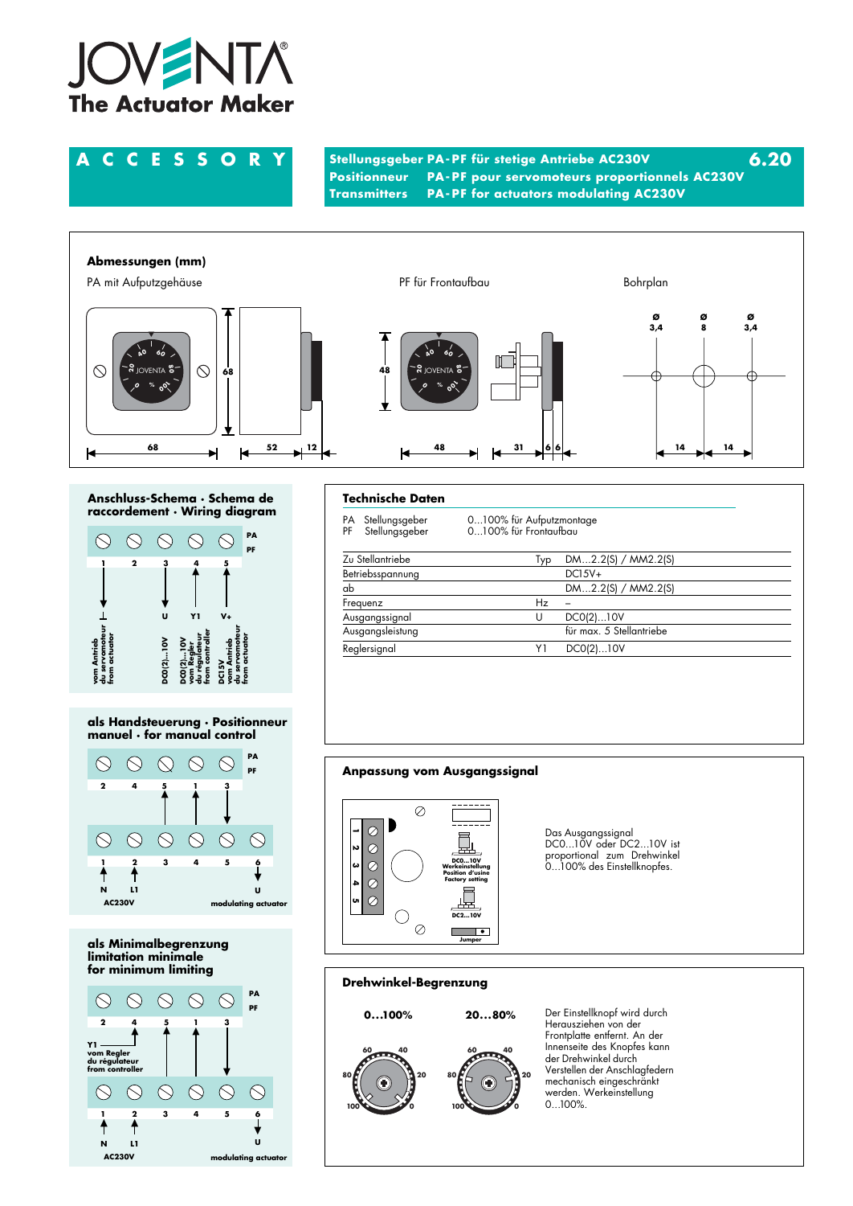# JOVENTA

**The Actuator Maker**

## A C C E S S O R Y

**Stellungsgeber PA-PF für stetige Antriebe AC230V** **6.20**
**Positionneur PA-PF pour servomoteurs proportionnels AC230V**
**Transmitters PA-PF for actuators modulating AC230V**

### Abmessungen (mm)

PA mit Aufputzgehäuse

PF für Frontaufbau

Bohrplan

68 · 68 · 52 · 12 · 48 · 48 · 31 · 6 · 6

Ø 3,4 · Ø 8 · Ø 3,4 · 14 · 14

### Anschluss-Schema · Schema de raccordement · Wiring diagram

PA / PF

1 — vom Antrieb / du servomoteur / from actuator
2
3 — U — DC0(2)...10V
4 — Y1 — DC0(2)...10V vom Regler / du régulateur / from controller
5 — V+ — DC15V vom Antrieb / du servomoteur / from actuator

### als Handsteuerung · Positionneur manuel · for manual control

PA / PF: 2, 4, 5, 1, 3

1, 2, 3, 4, 5, 6 — N, L1 (AC230V), U (modulating actuator)

### als Minimalbegrenzung · limitation minimale · for minimum limiting

PA / PF: 2, 4, 5, 1, 3

Y1 vom Regler / du régulateur / from controller

1, 2, 3, 4, 5, 6 — N, L1 (AC230V), U (modulating actuator)

### Technische Daten

PA Stellungsgeber 0...100% für Aufputzmontage
PF Stellungsgeber 0...100% für Frontaufbau

| | | |
|---|---|---|
| Zu Stellantriebe | Typ | DM...2.2(S) / MM2.2(S) |
| Betriebsspannung | | DC15V+ |
| ab | | DM...2.2(S) / MM2.2(S) |
| Frequenz | Hz | – |
| Ausgangssignal | U | DC0(2)...10V |
| Ausgangsleistung | | für max. 5 Stellantriebe |
| Reglersignal | Y1 | DC0(2)...10V |

### Anpassung vom Ausgangssignal

1 2 3 4 5 — DC0...10V Werkeinstellung / Position d'usine / Factory setting — DC2...10V — Jumper

Das Ausgangssignal DC0...10V oder DC2...10V ist proportional zum Drehwinkel 0...100% des Einstellknopfes.

### Drehwinkel-Begrenzung

**0...100%** **20...80%**

Der Einstellknopf wird durch Herausziehen von der Frontplatte entfernt. An der Innenseite des Knopfes kann der Drehwinkel durch Verstellen der Anschlagfedern mechanisch eingeschränkt werden. Werkeinstellung 0...100%.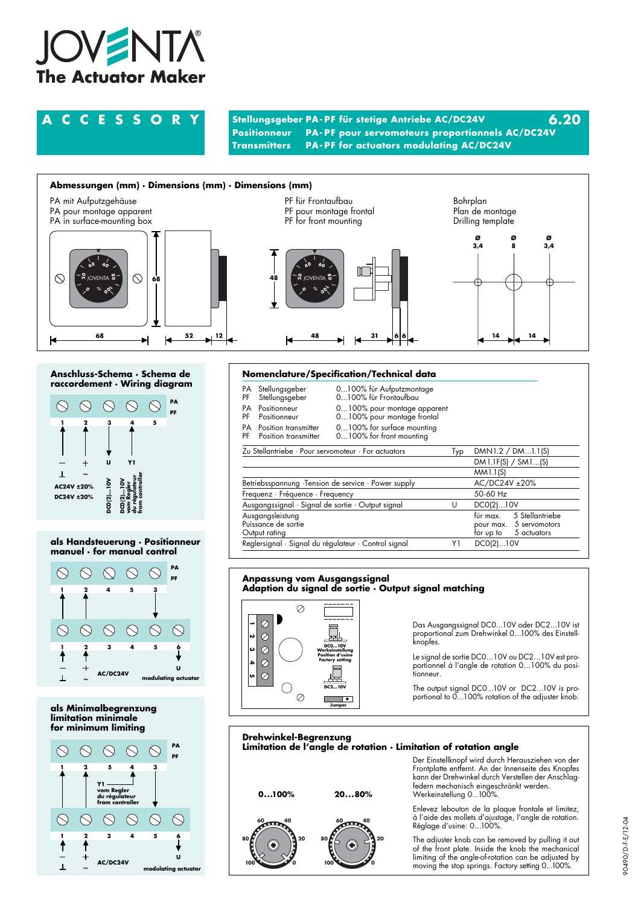# JOVENTA®
**The Actuator Maker**

## A C C E S S O R Y

**Stellungsgeber PA-PF für stetige Antriebe AC/DC24V** **6.20**
**Positionneur PA-PF pour servomoteurs proportionnels AC/DC24V**
**Transmitters PA-PF for actuators modulating AC/DC24V**

## Abmessungen (mm) · Dimensions (mm) · Dimensions (mm)

PA mit Aufputzgehäuse
PA pour montage apparent
PA in surface-mounting box

68
68
52
12

PF für Frontaufbau
PF pour montage frontal
PF for front mounting

48
48
31
6
6

Bohrplan
Plan de montage
Drilling template

Ø 3,4
Ø 8
Ø 3,4
14
14

## Anschluss-Schema · Schema de raccordement · Wiring diagram

PA
PF
1 2 3 4 5
⊥ ~
— +
AC24V ±20%
DC24V ±20%
U
DC0(2)...10V
Y1
DC0(2)...10V vom Regler du régulateur from controller

## als Handsteuerung · Positionneur manuel · for manual control

PA
PF
1 2 4 5 3
1 2 3 4 5 6
— + ⊥ ~
AC/DC24V
U
modulating actuator

## als Minimalbegrenzung limitation minimale for minimum limiting

PA
PF
1 2 5 4 3
Y1 vom Regler du régulateur from controller
1 2 3 4 5 6
— + ⊥ ~
AC/DC24V
U
modulating actuator

## Nomenclature/Specification/Technical data

| | | |
|---|---|---|
| PA | Stellungsgeber | 0...100% für Aufputzmontage |
| PF | Stellungsgeber | 0...100% für Frontaufbau |
| PA | Positionneur | 0...100% pour montage apparent |
| PF | Positionneur | 0...100% pour montage frontal |
| PA | Position transmitter | 0...100% for surface mounting |
| PF | Position transmitter | 0...100% for front mounting |

| | | |
|---|---|---|
| Zu Stellantriebe · Pour servomoteur · For actuators | Typ | DMN1.2 / DM...1.1(S) |
| | | DM1.1F(S) / SM1...(S) |
| | | MM1.1(S) |
| Betriebsspannung · Tension de service · Power supply | | AC/DC24V ±20% |
| Frequenz · Fréquence · Frequency | | 50-60 Hz |
| Ausgangssignal · Signal de sortie · Output signal | U | DC0(2)...10V |
| Ausgangsleistung<br>Puissance de sortie<br>Output rating | | für max. 5 Stellantriebe<br>pour max. 5 servomotors<br>for up to 5 actuators |
| Reglersignal · Signal du régulateur · Control signal | Y1 | DC0(2)...10V |

## Anpassung vom Ausgangssignal Adaption du signal de sortie · Output signal matching

DC0...10V Werkeinstellung Position d'usine Factory setting
DC2...10V
Jumper

Das Ausgangssignal DC0...10V oder DC2...10V ist proportional zum Drehwinkel 0...100% des Einstellknopfes.

Le signal de sortie DC0...10V ou DC2...10V est proportionnel à l'angle de rotation 0...100% du positionneur.

The output signal DC0...10V or DC2...10V is proportional to 0...100% rotation of the adjuster knob.

## Drehwinkel-Begrenzung Limitation de l'angle de rotation · Limitation of rotation angle

**0...100%**
**20...80%**

Der Einstellknopf wird durch Herausziehen von der Frontplatte entfernt. An der Innenseite des Knopfes kann der Drehwinkel durch Verstellen der Anschlagfedern mechanisch eingeschränkt werden. Werkeinstellung 0...100%.

Enlevez lebouton de la plaque frontale et limitez, à l'aide des mollets d'ajustage, l'angle de rotation. Réglage d'usine: 0...100%.

The adjuster knob can be removed by pulling it out of the front plate. Inside the knob the mechanical limiting of the angle-of-rotation can be adjusted by moving the stop springs. Factory setting 0...100%.

90490/D-F-E/12-04